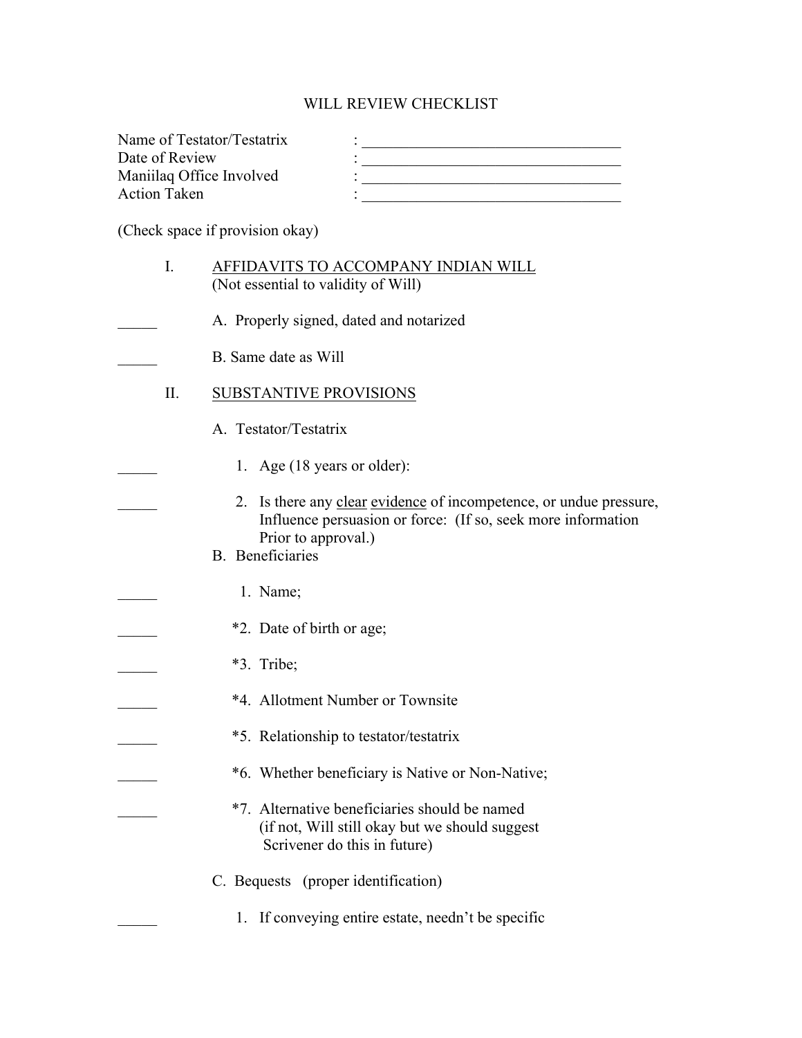# WILL REVIEW CHECKLIST

Name of Testator/Testatrix : ___________________________________
Date of Review : ___________________________________
Maniilaq Office Involved : ___________________________________
Action Taken : ___________________________________

(Check space if provision okay)

I. <u>AFFIDAVITS TO ACCOMPANY INDIAN WILL</u>
(Not essential to validity of Will)

_____ A. Properly signed, dated and notarized

_____ B. Same date as Will

II. <u>SUBSTANTIVE PROVISIONS</u>

A. Testator/Testatrix

_____ 1. Age (18 years or older):

_____ 2. Is there any <u>clear</u> <u>evidence</u> of incompetence, or undue pressure, Influence persuasion or force: (If so, seek more information Prior to approval.)

B. Beneficiaries

_____ 1. Name;

_____ *2. Date of birth or age;

_____ *3. Tribe;

_____ *4. Allotment Number or Townsite

_____ *5. Relationship to testator/testatrix

_____ *6. Whether beneficiary is Native or Non-Native;

_____ *7. Alternative beneficiaries should be named (if not, Will still okay but we should suggest Scrivener do this in future)

C. Bequests (proper identification)

_____ 1. If conveying entire estate, needn't be specific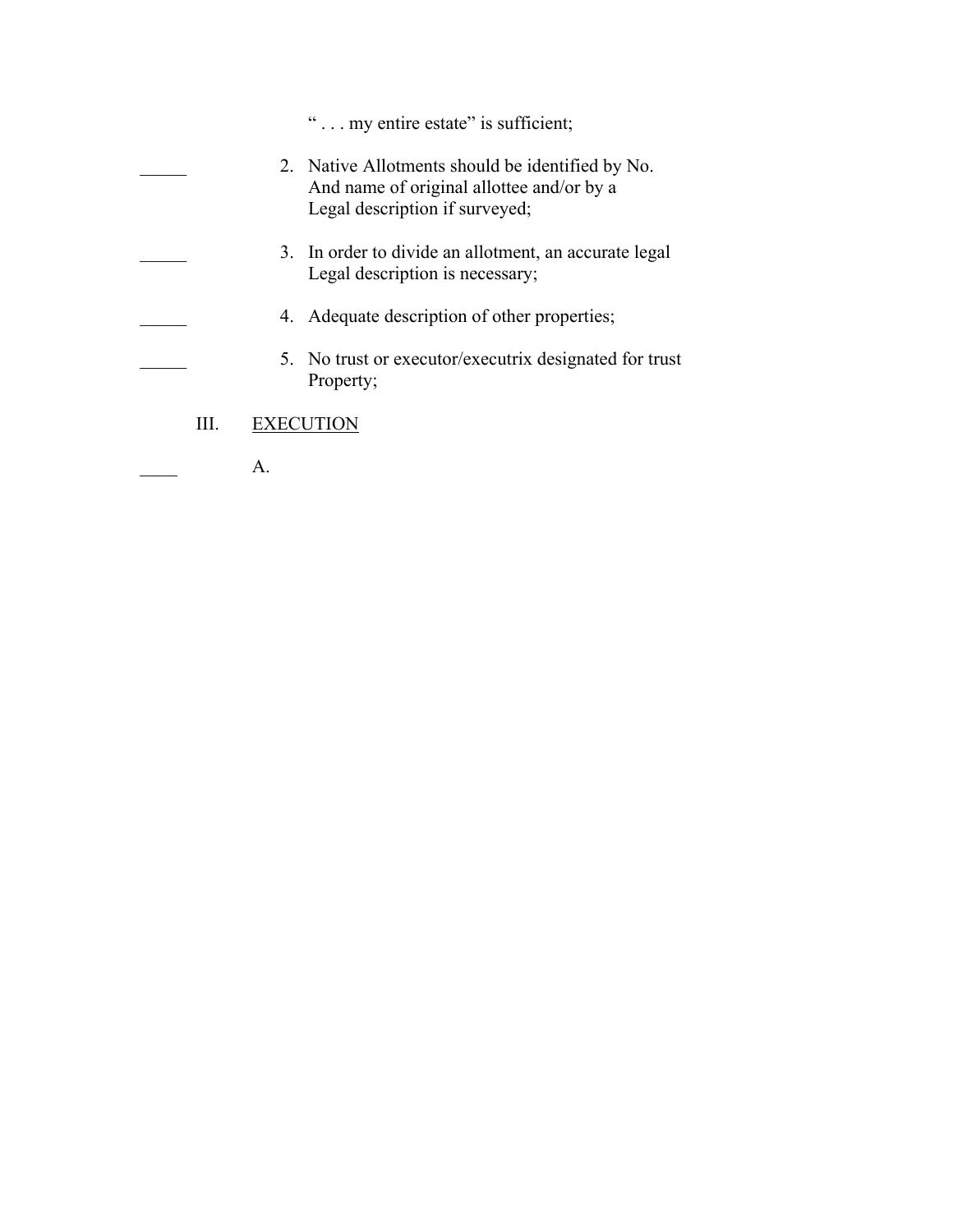" . . . my entire estate" is sufficient;

_____ 2. Native Allotments should be identified by No. And name of original allottee and/or by a Legal description if surveyed;

_____ 3. In order to divide an allotment, an accurate legal Legal description is necessary;

_____ 4. Adequate description of other properties;

_____ 5. No trust or executor/executrix designated for trust Property;

III. EXECUTION

____ A.